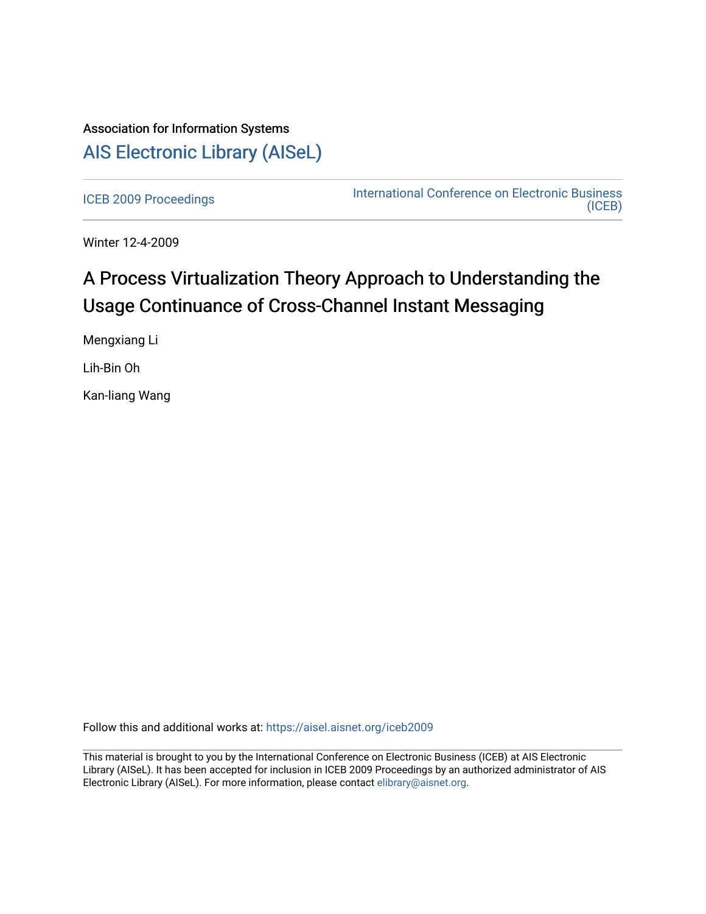Association for Information Systems

# AIS Electronic Library (AISeL)

ICEB 2009 Proceedings

International Conference on Electronic Business (ICEB)

Winter 12-4-2009

# A Process Virtualization Theory Approach to Understanding the Usage Continuance of Cross-Channel Instant Messaging

Mengxiang Li

Lih-Bin Oh

Kan-liang Wang

Follow this and additional works at: https://aisel.aisnet.org/iceb2009

This material is brought to you by the International Conference on Electronic Business (ICEB) at AIS Electronic Library (AISeL). It has been accepted for inclusion in ICEB 2009 Proceedings by an authorized administrator of AIS Electronic Library (AISeL). For more information, please contact elibrary@aisnet.org.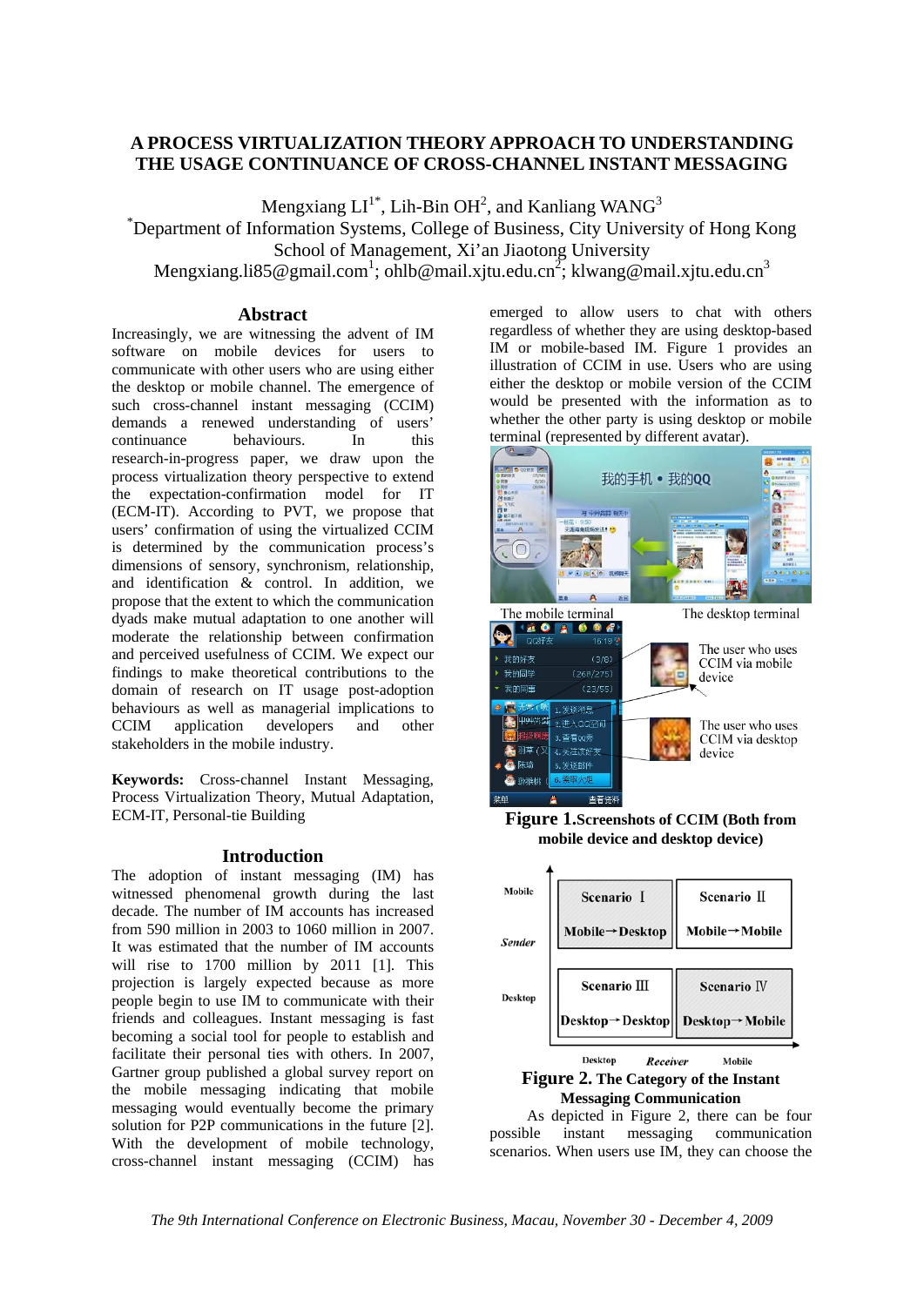# A PROCESS VIRTUALIZATION THEORY APPROACH TO UNDERSTANDING THE USAGE CONTINUANCE OF CROSS-CHANNEL INSTANT MESSAGING

Mengxiang LI[1*], Lih-Bin OH[2], and Kanliang WANG[3]

[*]Department of Information Systems, College of Business, City University of Hong Kong

School of Management, Xi'an Jiaotong University

Mengxiang.li85@gmail.com[1]; ohlb@mail.xjtu.edu.cn[2]; klwang@mail.xjtu.edu.cn[3]

## Abstract

Increasingly, we are witnessing the advent of IM software on mobile devices for users to communicate with other users who are using either the desktop or mobile channel. The emergence of such cross-channel instant messaging (CCIM) demands a renewed understanding of users' continuance behaviours. In this research-in-progress paper, we draw upon the process virtualization theory perspective to extend the expectation-confirmation model for IT (ECM-IT). According to PVT, we propose that users' confirmation of using the virtualized CCIM is determined by the communication process's dimensions of sensory, synchronism, relationship, and identification & control. In addition, we propose that the extent to which the communication dyads make mutual adaptation to one another will moderate the relationship between confirmation and perceived usefulness of CCIM. We expect our findings to make theoretical contributions to the domain of research on IT usage post-adoption behaviours as well as managerial implications to CCIM application developers and other stakeholders in the mobile industry.

**Keywords:** Cross-channel Instant Messaging, Process Virtualization Theory, Mutual Adaptation, ECM-IT, Personal-tie Building

## Introduction

The adoption of instant messaging (IM) has witnessed phenomenal growth during the last decade. The number of IM accounts has increased from 590 million in 2003 to 1060 million in 2007. It was estimated that the number of IM accounts will rise to 1700 million by 2011 [1]. This projection is largely expected because as more people begin to use IM to communicate with their friends and colleagues. Instant messaging is fast becoming a social tool for people to establish and facilitate their personal ties with others. In 2007, Gartner group published a global survey report on the mobile messaging indicating that mobile messaging would eventually become the primary solution for P2P communications in the future [2]. With the development of mobile technology, cross-channel instant messaging (CCIM) has emerged to allow users to chat with others regardless of whether they are using desktop-based IM or mobile-based IM. Figure 1 provides an illustration of CCIM in use. Users who are using either the desktop or mobile version of the CCIM would be presented with the information as to whether the other party is using desktop or mobile terminal (represented by different avatar).

**Figure 1.** Screenshots of CCIM (Both from mobile device and desktop device)

| Sender \ Receiver | Desktop | Mobile |
|---|---|---|
| Mobile | Scenario Ⅰ: Mobile→Desktop | Scenario Ⅱ: Mobile→Mobile |
| Desktop | Scenario Ⅲ: Desktop→Desktop | Scenario Ⅳ: Desktop→Mobile |

**Figure 2.** The Category of the Instant Messaging Communication

As depicted in Figure 2, there can be four possible instant messaging communication scenarios. When users use IM, they can choose the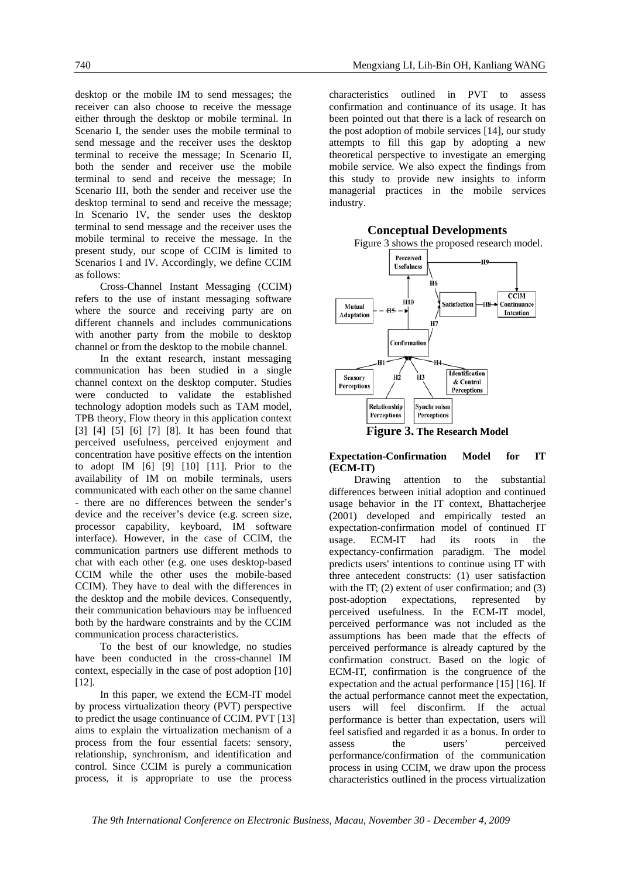desktop or the mobile IM to send messages; the receiver can also choose to receive the message either through the desktop or mobile terminal. In Scenario I, the sender uses the mobile terminal to send message and the receiver uses the desktop terminal to receive the message; In Scenario II, both the sender and receiver use the mobile terminal to send and receive the message; In Scenario III, both the sender and receiver use the desktop terminal to send and receive the message; In Scenario IV, the sender uses the desktop terminal to send message and the receiver uses the mobile terminal to receive the message. In the present study, our scope of CCIM is limited to Scenarios I and IV. Accordingly, we define CCIM as follows:

Cross-Channel Instant Messaging (CCIM) refers to the use of instant messaging software where the source and receiving party are on different channels and includes communications with another party from the mobile to desktop channel or from the desktop to the mobile channel.

In the extant research, instant messaging communication has been studied in a single channel context on the desktop computer. Studies were conducted to validate the established technology adoption models such as TAM model, TPB theory, Flow theory in this application context [3] [4] [5] [6] [7] [8]. It has been found that perceived usefulness, perceived enjoyment and concentration have positive effects on the intention to adopt IM [6] [9] [10] [11]. Prior to the availability of IM on mobile terminals, users communicated with each other on the same channel - there are no differences between the sender's device and the receiver's device (e.g. screen size, processor capability, keyboard, IM software interface). However, in the case of CCIM, the communication partners use different methods to chat with each other (e.g. one uses desktop-based CCIM while the other uses the mobile-based CCIM). They have to deal with the differences in the desktop and the mobile devices. Consequently, their communication behaviours may be influenced both by the hardware constraints and by the CCIM communication process characteristics.

To the best of our knowledge, no studies have been conducted in the cross-channel IM context, especially in the case of post adoption [10] [12].

In this paper, we extend the ECM-IT model by process virtualization theory (PVT) perspective to predict the usage continuance of CCIM. PVT [13] aims to explain the virtualization mechanism of a process from the four essential facets: sensory, relationship, synchronism, and identification and control. Since CCIM is purely a communication process, it is appropriate to use the process characteristics outlined in PVT to assess confirmation and continuance of its usage. It has been pointed out that there is a lack of research on the post adoption of mobile services [14], our study attempts to fill this gap by adopting a new theoretical perspective to investigate an emerging mobile service. We also expect the findings from this study to provide new insights to inform managerial practices in the mobile services industry.

## Conceptual Developments

Figure 3 shows the proposed research model.

**Figure 3.** The Research Model

### Expectation-Confirmation Model for IT (ECM-IT)

Drawing attention to the substantial differences between initial adoption and continued usage behavior in the IT context, Bhattacherjee (2001) developed and empirically tested an expectation-confirmation model of continued IT usage. ECM-IT had its roots in the expectancy-confirmation paradigm. The model predicts users' intentions to continue using IT with three antecedent constructs: (1) user satisfaction with the IT; (2) extent of user confirmation; and (3) post-adoption expectations, represented by perceived usefulness. In the ECM-IT model, perceived performance was not included as the assumptions has been made that the effects of perceived performance is already captured by the confirmation construct. Based on the logic of ECM-IT, confirmation is the congruence of the expectation and the actual performance [15] [16]. If the actual performance cannot meet the expectation, users will feel disconfirm. If the actual performance is better than expectation, users will feel satisfied and regarded it as a bonus. In order to assess the users' perceived performance/confirmation of the communication process in using CCIM, we draw upon the process characteristics outlined in the process virtualization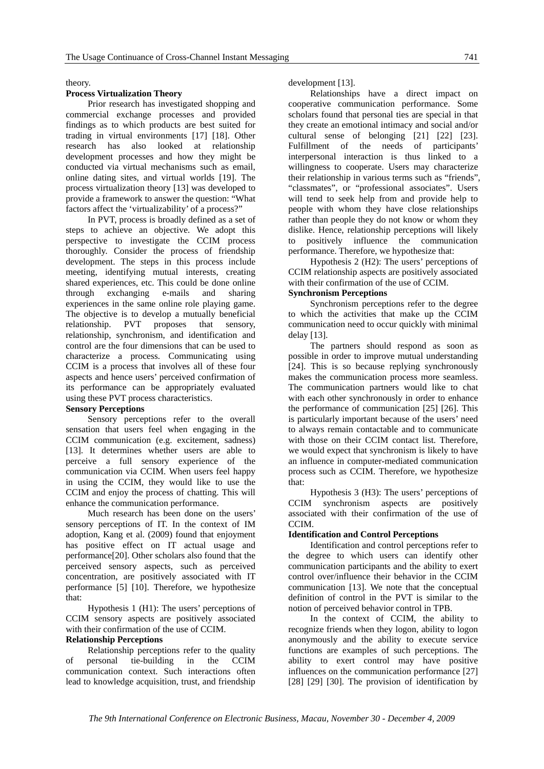theory.

### Process Virtualization Theory

Prior research has investigated shopping and commercial exchange processes and provided findings as to which products are best suited for trading in virtual environments [17] [18]. Other research has also looked at relationship development processes and how they might be conducted via virtual mechanisms such as email, online dating sites, and virtual worlds [19]. The process virtualization theory [13] was developed to provide a framework to answer the question: "What factors affect the 'virtualizability' of a process?"

In PVT, process is broadly defined as a set of steps to achieve an objective. We adopt this perspective to investigate the CCIM process thoroughly. Consider the process of friendship development. The steps in this process include meeting, identifying mutual interests, creating shared experiences, etc. This could be done online through exchanging e-mails and sharing experiences in the same online role playing game. The objective is to develop a mutually beneficial relationship. PVT proposes that sensory, relationship, synchronism, and identification and control are the four dimensions that can be used to characterize a process. Communicating using CCIM is a process that involves all of these four aspects and hence users' perceived confirmation of its performance can be appropriately evaluated using these PVT process characteristics.

### Sensory Perceptions

Sensory perceptions refer to the overall sensation that users feel when engaging in the CCIM communication (e.g. excitement, sadness) [13]. It determines whether users are able to perceive a full sensory experience of the communication via CCIM. When users feel happy in using the CCIM, they would like to use the CCIM and enjoy the process of chatting. This will enhance the communication performance.

Much research has been done on the users' sensory perceptions of IT. In the context of IM adoption, Kang et al. (2009) found that enjoyment has positive effect on IT actual usage and performance[20]. Other scholars also found that the perceived sensory aspects, such as perceived concentration, are positively associated with IT performance [5] [10]. Therefore, we hypothesize that:

Hypothesis 1 (H1): The users' perceptions of CCIM sensory aspects are positively associated with their confirmation of the use of CCIM.

### Relationship Perceptions

Relationship perceptions refer to the quality of personal tie-building in the CCIM communication context. Such interactions often lead to knowledge acquisition, trust, and friendship development [13].

Relationships have a direct impact on cooperative communication performance. Some scholars found that personal ties are special in that they create an emotional intimacy and social and/or cultural sense of belonging [21] [22] [23]. Fulfillment of the needs of participants' interpersonal interaction is thus linked to a willingness to cooperate. Users may characterize their relationship in various terms such as "friends", "classmates", or "professional associates". Users will tend to seek help from and provide help to people with whom they have close relationships rather than people they do not know or whom they dislike. Hence, relationship perceptions will likely to positively influence the communication performance. Therefore, we hypothesize that:

Hypothesis 2 (H2): The users' perceptions of CCIM relationship aspects are positively associated with their confirmation of the use of CCIM.

### Synchronism Perceptions

Synchronism perceptions refer to the degree to which the activities that make up the CCIM communication need to occur quickly with minimal delay [13].

The partners should respond as soon as possible in order to improve mutual understanding [24]. This is so because replying synchronously makes the communication process more seamless. The communication partners would like to chat with each other synchronously in order to enhance the performance of communication [25] [26]. This is particularly important because of the users' need to always remain contactable and to communicate with those on their CCIM contact list. Therefore, we would expect that synchronism is likely to have an influence in computer-mediated communication process such as CCIM. Therefore, we hypothesize that:

Hypothesis 3 (H3): The users' perceptions of CCIM synchronism aspects are positively associated with their confirmation of the use of CCIM.

### Identification and Control Perceptions

Identification and control perceptions refer to the degree to which users can identify other communication participants and the ability to exert control over/influence their behavior in the CCIM communication [13]. We note that the conceptual definition of control in the PVT is similar to the notion of perceived behavior control in TPB.

In the context of CCIM, the ability to recognize friends when they logon, ability to logon anonymously and the ability to execute service functions are examples of such perceptions. The ability to exert control may have positive influences on the communication performance [27] [28] [29] [30]. The provision of identification by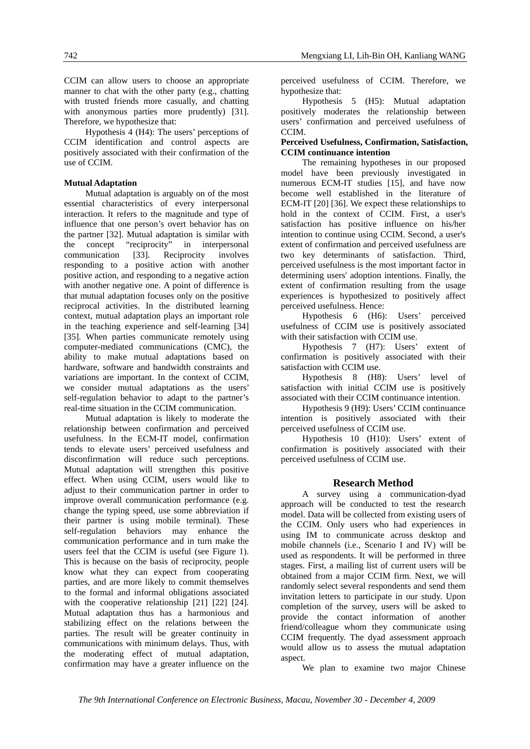CCIM can allow users to choose an appropriate manner to chat with the other party (e.g., chatting with trusted friends more casually, and chatting with anonymous parties more prudently) [31]. Therefore, we hypothesize that:

Hypothesis 4 (H4): The users' perceptions of CCIM identification and control aspects are positively associated with their confirmation of the use of CCIM.

**Mutual Adaptation**

Mutual adaptation is arguably on of the most essential characteristics of every interpersonal interaction. It refers to the magnitude and type of influence that one person's overt behavior has on the partner [32]. Mutual adaptation is similar with the concept "reciprocity" in interpersonal communication [33]. Reciprocity involves responding to a positive action with another positive action, and responding to a negative action with another negative one. A point of difference is that mutual adaptation focuses only on the positive reciprocal activities. In the distributed learning context, mutual adaptation plays an important role in the teaching experience and self-learning [34] [35]. When parties communicate remotely using computer-mediated communications (CMC), the ability to make mutual adaptations based on hardware, software and bandwidth constraints and variations are important. In the context of CCIM, we consider mutual adaptations as the users' self-regulation behavior to adapt to the partner's real-time situation in the CCIM communication.

Mutual adaptation is likely to moderate the relationship between confirmation and perceived usefulness. In the ECM-IT model, confirmation tends to elevate users' perceived usefulness and disconfirmation will reduce such perceptions. Mutual adaptation will strengthen this positive effect. When using CCIM, users would like to adjust to their communication partner in order to improve overall communication performance (e.g. change the typing speed, use some abbreviation if their partner is using mobile terminal). These self-regulation behaviors may enhance the communication performance and in turn make the users feel that the CCIM is useful (see Figure 1). This is because on the basis of reciprocity, people know what they can expect from cooperating parties, and are more likely to commit themselves to the formal and informal obligations associated with the cooperative relationship [21] [22] [24]. Mutual adaptation thus has a harmonious and stabilizing effect on the relations between the parties. The result will be greater continuity in communications with minimum delays. Thus, with the moderating effect of mutual adaptation, confirmation may have a greater influence on the perceived usefulness of CCIM. Therefore, we hypothesize that:

Hypothesis 5 (H5): Mutual adaptation positively moderates the relationship between users' confirmation and perceived usefulness of CCIM.

**Perceived Usefulness, Confirmation, Satisfaction, CCIM continuance intention**

The remaining hypotheses in our proposed model have been previously investigated in numerous ECM-IT studies [15], and have now become well established in the literature of ECM-IT [20] [36]. We expect these relationships to hold in the context of CCIM. First, a user's satisfaction has positive influence on his/her intention to continue using CCIM. Second, a user's extent of confirmation and perceived usefulness are two key determinants of satisfaction. Third, perceived usefulness is the most important factor in determining users' adoption intentions. Finally, the extent of confirmation resulting from the usage experiences is hypothesized to positively affect perceived usefulness. Hence:

Hypothesis 6 (H6): Users' perceived usefulness of CCIM use is positively associated with their satisfaction with CCIM use.

Hypothesis 7 (H7): Users' extent of confirmation is positively associated with their satisfaction with CCIM use.

Hypothesis 8 (H8): Users' level of satisfaction with initial CCIM use is positively associated with their CCIM continuance intention.

Hypothesis 9 (H9): Users' CCIM continuance intention is positively associated with their perceived usefulness of CCIM use.

Hypothesis 10 (H10): Users' extent of confirmation is positively associated with their perceived usefulness of CCIM use.

## Research Method

A survey using a communication-dyad approach will be conducted to test the research model. Data will be collected from existing users of the CCIM. Only users who had experiences in using IM to communicate across desktop and mobile channels (i.e., Scenario I and IV) will be used as respondents. It will be performed in three stages. First, a mailing list of current users will be obtained from a major CCIM firm. Next, we will randomly select several respondents and send them invitation letters to participate in our study. Upon completion of the survey, users will be asked to provide the contact information of another friend/colleague whom they communicate using CCIM frequently. The dyad assessment approach would allow us to assess the mutual adaptation aspect.

We plan to examine two major Chinese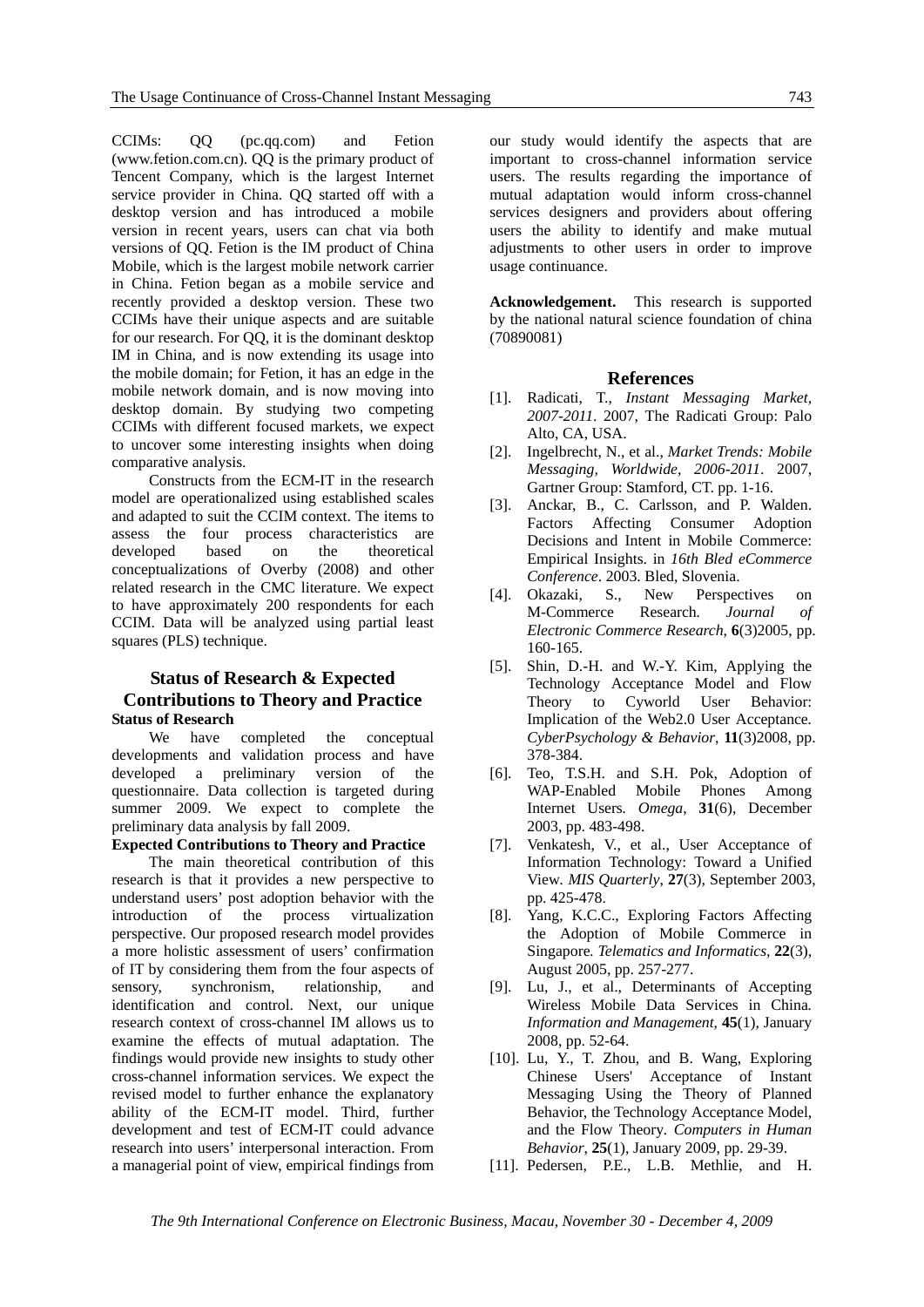CCIMs: QQ (pc.qq.com) and Fetion (www.fetion.com.cn). QQ is the primary product of Tencent Company, which is the largest Internet service provider in China. QQ started off with a desktop version and has introduced a mobile version in recent years, users can chat via both versions of QQ. Fetion is the IM product of China Mobile, which is the largest mobile network carrier in China. Fetion began as a mobile service and recently provided a desktop version. These two CCIMs have their unique aspects and are suitable for our research. For QQ, it is the dominant desktop IM in China, and is now extending its usage into the mobile domain; for Fetion, it has an edge in the mobile network domain, and is now moving into desktop domain. By studying two competing CCIMs with different focused markets, we expect to uncover some interesting insights when doing comparative analysis.

Constructs from the ECM-IT in the research model are operationalized using established scales and adapted to suit the CCIM context. The items to assess the four process characteristics are developed based on the theoretical conceptualizations of Overby (2008) and other related research in the CMC literature. We expect to have approximately 200 respondents for each CCIM. Data will be analyzed using partial least squares (PLS) technique.

## Status of Research & Expected Contributions to Theory and Practice

### Status of Research

We have completed the conceptual developments and validation process and have developed a preliminary version of the questionnaire. Data collection is targeted during summer 2009. We expect to complete the preliminary data analysis by fall 2009.

### Expected Contributions to Theory and Practice

The main theoretical contribution of this research is that it provides a new perspective to understand users' post adoption behavior with the introduction of the process virtualization perspective. Our proposed research model provides a more holistic assessment of users' confirmation of IT by considering them from the four aspects of sensory, synchronism, relationship, and identification and control. Next, our unique research context of cross-channel IM allows us to examine the effects of mutual adaptation. The findings would provide new insights to study other cross-channel information services. We expect the revised model to further enhance the explanatory ability of the ECM-IT model. Third, further development and test of ECM-IT could advance research into users' interpersonal interaction. From a managerial point of view, empirical findings from our study would identify the aspects that are important to cross-channel information service users. The results regarding the importance of mutual adaptation would inform cross-channel services designers and providers about offering users the ability to identify and make mutual adjustments to other users in order to improve usage continuance.

**Acknowledgement.** This research is supported by the national natural science foundation of china (70890081)

## References

[1]. Radicati, T., *Instant Messaging Market, 2007-2011*. 2007, The Radicati Group: Palo Alto, CA, USA.

[2]. Ingelbrecht, N., et al., *Market Trends: Mobile Messaging, Worldwide, 2006-2011*. 2007, Gartner Group: Stamford, CT. pp. 1-16.

[3]. Anckar, B., C. Carlsson, and P. Walden. Factors Affecting Consumer Adoption Decisions and Intent in Mobile Commerce: Empirical Insights. in *16th Bled eCommerce Conference*. 2003. Bled, Slovenia.

[4]. Okazaki, S., New Perspectives on M-Commerce Research. *Journal of Electronic Commerce Research*, **6**(3)2005, pp. 160-165.

[5]. Shin, D.-H. and W.-Y. Kim, Applying the Technology Acceptance Model and Flow Theory to Cyworld User Behavior: Implication of the Web2.0 User Acceptance. *CyberPsychology & Behavior*, **11**(3)2008, pp. 378-384.

[6]. Teo, T.S.H. and S.H. Pok, Adoption of WAP-Enabled Mobile Phones Among Internet Users. *Omega*, **31**(6), December 2003, pp. 483-498.

[7]. Venkatesh, V., et al., User Acceptance of Information Technology: Toward a Unified View. *MIS Quarterly*, **27**(3), September 2003, pp. 425-478.

[8]. Yang, K.C.C., Exploring Factors Affecting the Adoption of Mobile Commerce in Singapore. *Telematics and Informatics*, **22**(3), August 2005, pp. 257-277.

[9]. Lu, J., et al., Determinants of Accepting Wireless Mobile Data Services in China. *Information and Management*, **45**(1), January 2008, pp. 52-64.

[10]. Lu, Y., T. Zhou, and B. Wang, Exploring Chinese Users' Acceptance of Instant Messaging Using the Theory of Planned Behavior, the Technology Acceptance Model, and the Flow Theory. *Computers in Human Behavior*, **25**(1), January 2009, pp. 29-39.

[11]. Pedersen, P.E., L.B. Methlie, and H.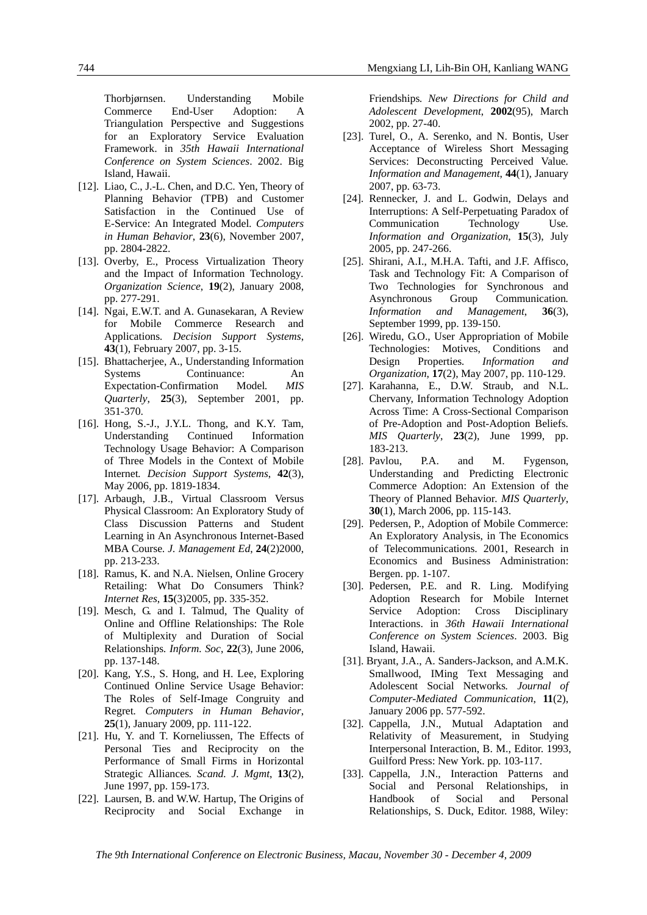Thorbjørnsen. Understanding Mobile Commerce End-User Adoption: A Triangulation Perspective and Suggestions for an Exploratory Service Evaluation Framework. in *35th Hawaii International Conference on System Sciences*. 2002. Big Island, Hawaii.

[12]. Liao, C., J.-L. Chen, and D.C. Yen, Theory of Planning Behavior (TPB) and Customer Satisfaction in the Continued Use of E-Service: An Integrated Model. *Computers in Human Behavior*, **23**(6), November 2007, pp. 2804-2822.

[13]. Overby, E., Process Virtualization Theory and the Impact of Information Technology. *Organization Science*, **19**(2), January 2008, pp. 277-291.

[14]. Ngai, E.W.T. and A. Gunasekaran, A Review for Mobile Commerce Research and Applications. *Decision Support Systems*, **43**(1), February 2007, pp. 3-15.

[15]. Bhattacherjee, A., Understanding Information Systems Continuance: An Expectation-Confirmation Model. *MIS Quarterly*, **25**(3), September 2001, pp. 351-370.

[16]. Hong, S.-J., J.Y.L. Thong, and K.Y. Tam, Understanding Continued Information Technology Usage Behavior: A Comparison of Three Models in the Context of Mobile Internet. *Decision Support Systems*, **42**(3), May 2006, pp. 1819-1834.

[17]. Arbaugh, J.B., Virtual Classroom Versus Physical Classroom: An Exploratory Study of Class Discussion Patterns and Student Learning in An Asynchronous Internet-Based MBA Course. *J. Management Ed*, **24**(2)2000, pp. 213-233.

[18]. Ramus, K. and N.A. Nielsen, Online Grocery Retailing: What Do Consumers Think? *Internet Res*, **15**(3)2005, pp. 335-352.

[19]. Mesch, G. and I. Talmud, The Quality of Online and Offline Relationships: The Role of Multiplexity and Duration of Social Relationships. *Inform. Soc*, **22**(3), June 2006, pp. 137-148.

[20]. Kang, Y.S., S. Hong, and H. Lee, Exploring Continued Online Service Usage Behavior: The Roles of Self-Image Congruity and Regret. *Computers in Human Behavior*, **25**(1), January 2009, pp. 111-122.

[21]. Hu, Y. and T. Korneliussen, The Effects of Personal Ties and Reciprocity on the Performance of Small Firms in Horizontal Strategic Alliances. *Scand. J. Mgmt*, **13**(2), June 1997, pp. 159-173.

[22]. Laursen, B. and W.W. Hartup, The Origins of Reciprocity and Social Exchange in Friendships. *New Directions for Child and Adolescent Development*, **2002**(95), March 2002, pp. 27-40.

[23]. Turel, O., A. Serenko, and N. Bontis, User Acceptance of Wireless Short Messaging Services: Deconstructing Perceived Value. *Information and Management*, **44**(1), January 2007, pp. 63-73.

[24]. Rennecker, J. and L. Godwin, Delays and Interruptions: A Self-Perpetuating Paradox of Communication Technology Use. *Information and Organization*, **15**(3), July 2005, pp. 247-266.

[25]. Shirani, A.I., M.H.A. Tafti, and J.F. Affisco, Task and Technology Fit: A Comparison of Two Technologies for Synchronous and Asynchronous Group Communication. *Information and Management*, **36**(3), September 1999, pp. 139-150.

[26]. Wiredu, G.O., User Appropriation of Mobile Technologies: Motives, Conditions and Design Properties. *Information and Organization*, **17**(2), May 2007, pp. 110-129.

[27]. Karahanna, E., D.W. Straub, and N.L. Chervany, Information Technology Adoption Across Time: A Cross-Sectional Comparison of Pre-Adoption and Post-Adoption Beliefs. *MIS Quarterly*, **23**(2), June 1999, pp. 183-213.

[28]. Pavlou, P.A. and M. Fygenson, Understanding and Predicting Electronic Commerce Adoption: An Extension of the Theory of Planned Behavior. *MIS Quarterly*, **30**(1), March 2006, pp. 115-143.

[29]. Pedersen, P., Adoption of Mobile Commerce: An Exploratory Analysis, in The Economics of Telecommunications. 2001, Research in Economics and Business Administration: Bergen. pp. 1-107.

[30]. Pedersen, P.E. and R. Ling. Modifying Adoption Research for Mobile Internet Service Adoption: Cross Disciplinary Interactions. in *36th Hawaii International Conference on System Sciences*. 2003. Big Island, Hawaii.

[31]. Bryant, J.A., A. Sanders-Jackson, and A.M.K. Smallwood, IMing Text Messaging and Adolescent Social Networks. *Journal of Computer-Mediated Communication*, **11**(2), January 2006 pp. 577-592.

[32]. Cappella, J.N., Mutual Adaptation and Relativity of Measurement, in Studying Interpersonal Interaction, B. M., Editor. 1993, Guilford Press: New York. pp. 103-117.

[33]. Cappella, J.N., Interaction Patterns and Social and Personal Relationships, in Handbook of Social and Personal Relationships, S. Duck, Editor. 1988, Wiley: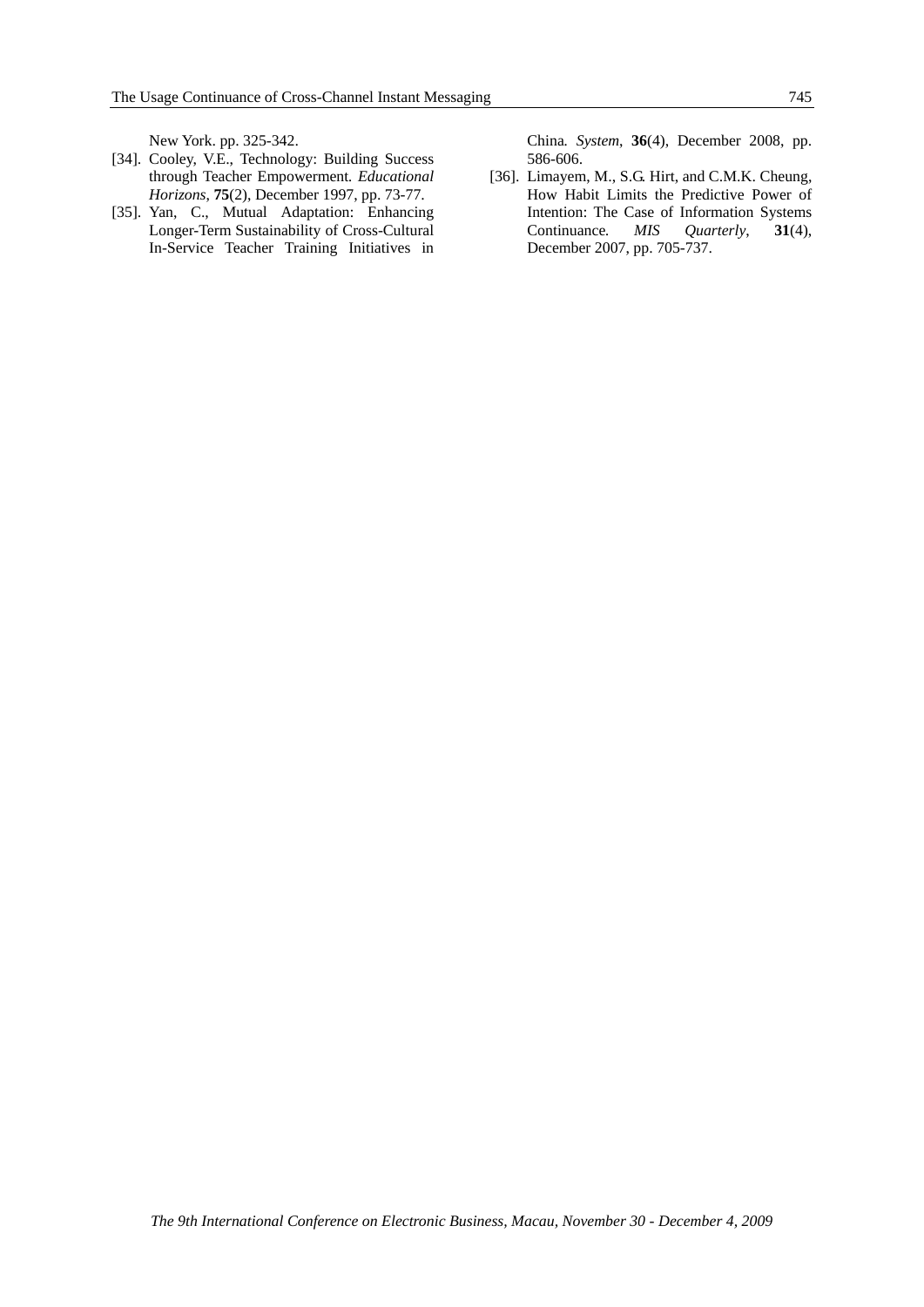New York. pp. 325-342.

[34]. Cooley, V.E., Technology: Building Success through Teacher Empowerment. *Educational Horizons*, **75**(2), December 1997, pp. 73-77.

[35]. Yan, C., Mutual Adaptation: Enhancing Longer-Term Sustainability of Cross-Cultural In-Service Teacher Training Initiatives in China. *System*, **36**(4), December 2008, pp. 586-606.

[36]. Limayem, M., S.G. Hirt, and C.M.K. Cheung, How Habit Limits the Predictive Power of Intention: The Case of Information Systems Continuance. *MIS Quarterly*, **31**(4), December 2007, pp. 705-737.